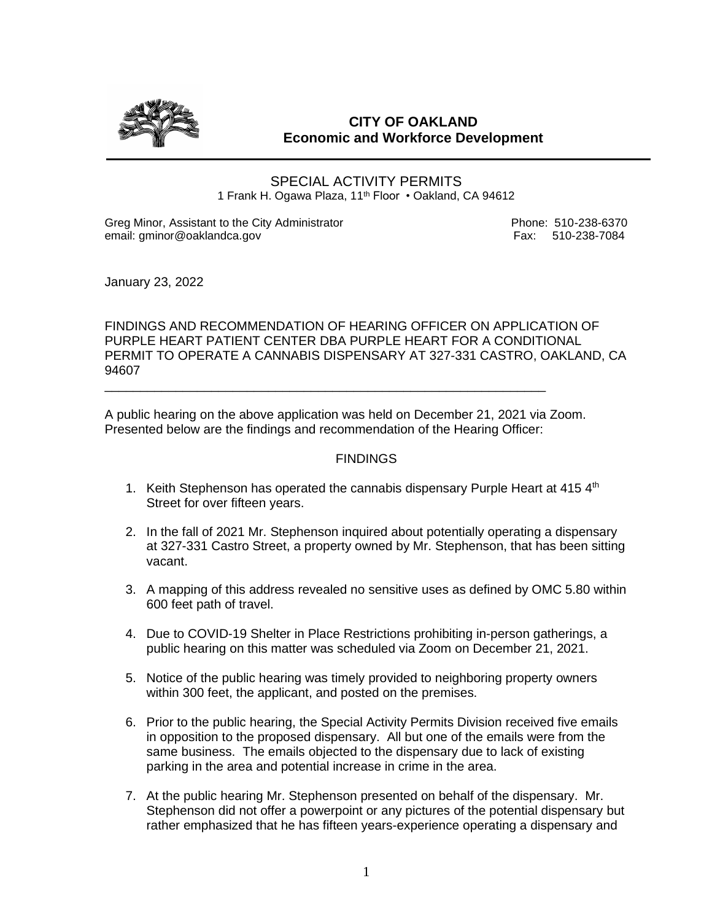# CITY OF OAKLAND
## Economic and Workforce Development

SPECIAL ACTIVITY PERMITS
1 Frank H. Ogawa Plaza, 11th Floor • Oakland, CA 94612

Greg Minor, Assistant to the City Administrator — Phone: 510-238-6370
email: gminor@oaklandca.gov — Fax: 510-238-7084

January 23, 2022

FINDINGS AND RECOMMENDATION OF HEARING OFFICER ON APPLICATION OF PURPLE HEART PATIENT CENTER DBA PURPLE HEART FOR A CONDITIONAL PERMIT TO OPERATE A CANNABIS DISPENSARY AT 327-331 CASTRO, OAKLAND, CA 94607

---

A public hearing on the above application was held on December 21, 2021 via Zoom. Presented below are the findings and recommendation of the Hearing Officer:

FINDINGS

1. Keith Stephenson has operated the cannabis dispensary Purple Heart at 415 4th Street for over fifteen years.
2. In the fall of 2021 Mr. Stephenson inquired about potentially operating a dispensary at 327-331 Castro Street, a property owned by Mr. Stephenson, that has been sitting vacant.
3. A mapping of this address revealed no sensitive uses as defined by OMC 5.80 within 600 feet path of travel.
4. Due to COVID-19 Shelter in Place Restrictions prohibiting in-person gatherings, a public hearing on this matter was scheduled via Zoom on December 21, 2021.
5. Notice of the public hearing was timely provided to neighboring property owners within 300 feet, the applicant, and posted on the premises.
6. Prior to the public hearing, the Special Activity Permits Division received five emails in opposition to the proposed dispensary. All but one of the emails were from the same business. The emails objected to the dispensary due to lack of existing parking in the area and potential increase in crime in the area.
7. At the public hearing Mr. Stephenson presented on behalf of the dispensary. Mr. Stephenson did not offer a powerpoint or any pictures of the potential dispensary but rather emphasized that he has fifteen years-experience operating a dispensary and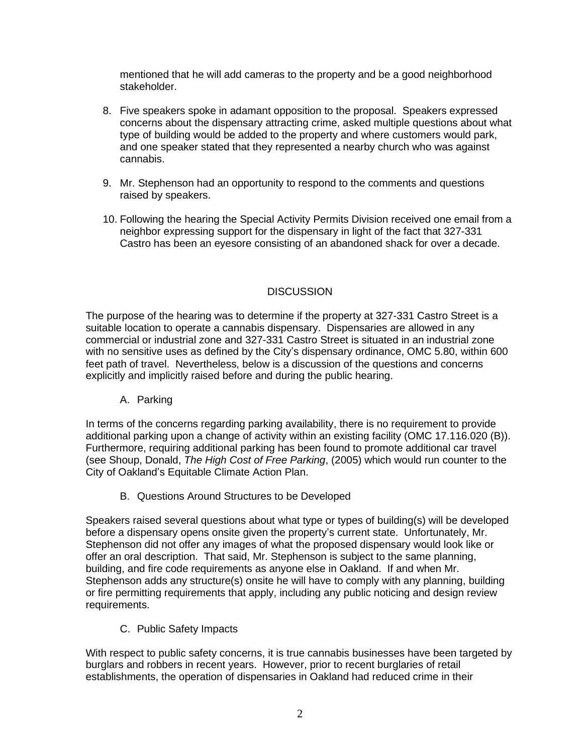mentioned that he will add cameras to the property and be a good neighborhood stakeholder.

8. Five speakers spoke in adamant opposition to the proposal. Speakers expressed concerns about the dispensary attracting crime, asked multiple questions about what type of building would be added to the property and where customers would park, and one speaker stated that they represented a nearby church who was against cannabis.

9. Mr. Stephenson had an opportunity to respond to the comments and questions raised by speakers.

10. Following the hearing the Special Activity Permits Division received one email from a neighbor expressing support for the dispensary in light of the fact that 327-331 Castro has been an eyesore consisting of an abandoned shack for over a decade.

## DISCUSSION

The purpose of the hearing was to determine if the property at 327-331 Castro Street is a suitable location to operate a cannabis dispensary. Dispensaries are allowed in any commercial or industrial zone and 327-331 Castro Street is situated in an industrial zone with no sensitive uses as defined by the City's dispensary ordinance, OMC 5.80, within 600 feet path of travel. Nevertheless, below is a discussion of the questions and concerns explicitly and implicitly raised before and during the public hearing.

### A. Parking

In terms of the concerns regarding parking availability, there is no requirement to provide additional parking upon a change of activity within an existing facility (OMC 17.116.020 (B)). Furthermore, requiring additional parking has been found to promote additional car travel (see Shoup, Donald, *The High Cost of Free Parking*, (2005) which would run counter to the City of Oakland's Equitable Climate Action Plan.

### B. Questions Around Structures to be Developed

Speakers raised several questions about what type or types of building(s) will be developed before a dispensary opens onsite given the property's current state. Unfortunately, Mr. Stephenson did not offer any images of what the proposed dispensary would look like or offer an oral description. That said, Mr. Stephenson is subject to the same planning, building, and fire code requirements as anyone else in Oakland. If and when Mr. Stephenson adds any structure(s) onsite he will have to comply with any planning, building or fire permitting requirements that apply, including any public noticing and design review requirements.

### C. Public Safety Impacts

With respect to public safety concerns, it is true cannabis businesses have been targeted by burglars and robbers in recent years. However, prior to recent burglaries of retail establishments, the operation of dispensaries in Oakland had reduced crime in their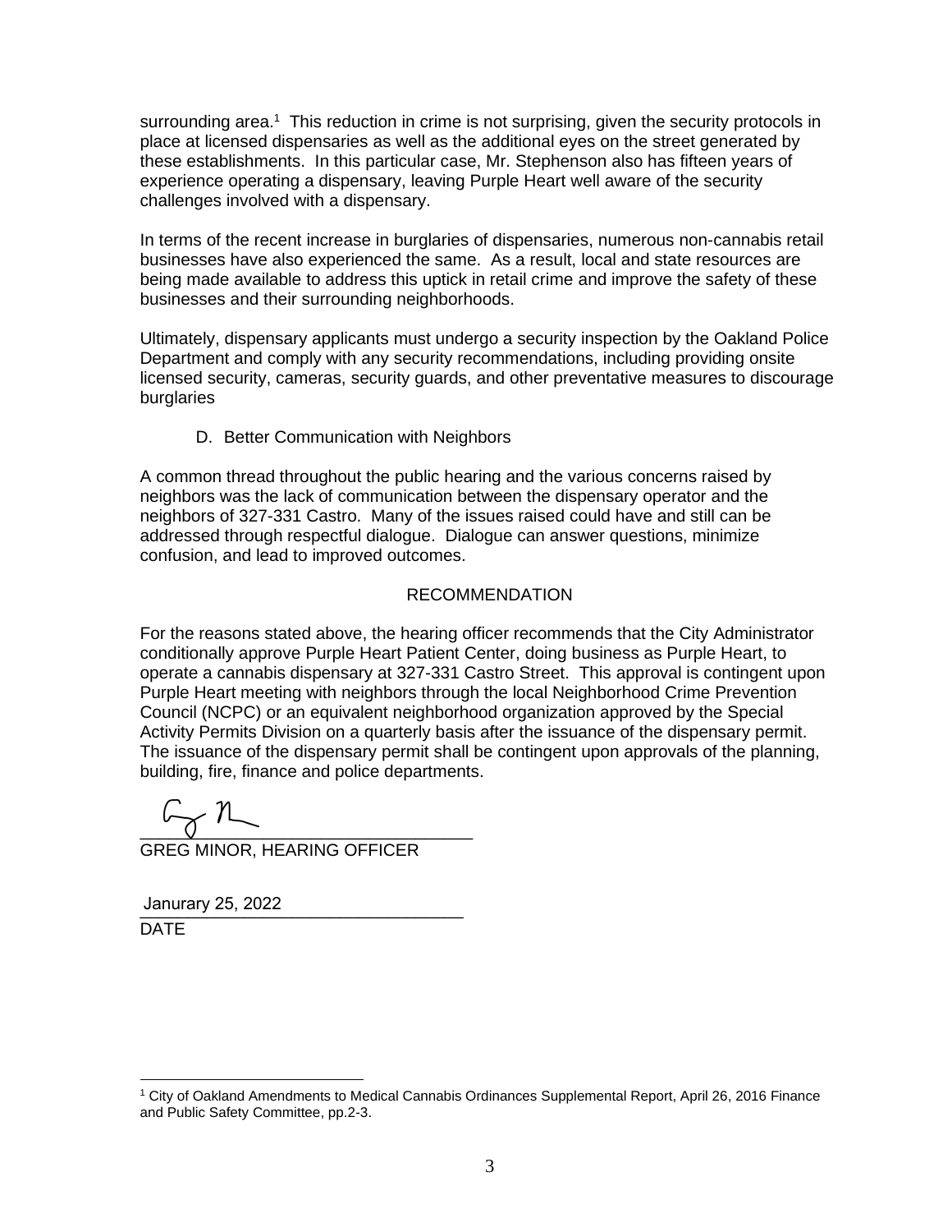surrounding area.[1] This reduction in crime is not surprising, given the security protocols in place at licensed dispensaries as well as the additional eyes on the street generated by these establishments. In this particular case, Mr. Stephenson also has fifteen years of experience operating a dispensary, leaving Purple Heart well aware of the security challenges involved with a dispensary.

In terms of the recent increase in burglaries of dispensaries, numerous non-cannabis retail businesses have also experienced the same. As a result, local and state resources are being made available to address this uptick in retail crime and improve the safety of these businesses and their surrounding neighborhoods.

Ultimately, dispensary applicants must undergo a security inspection by the Oakland Police Department and comply with any security recommendations, including providing onsite licensed security, cameras, security guards, and other preventative measures to discourage burglaries

D. Better Communication with Neighbors

A common thread throughout the public hearing and the various concerns raised by neighbors was the lack of communication between the dispensary operator and the neighbors of 327-331 Castro. Many of the issues raised could have and still can be addressed through respectful dialogue. Dialogue can answer questions, minimize confusion, and lead to improved outcomes.

## RECOMMENDATION

For the reasons stated above, the hearing officer recommends that the City Administrator conditionally approve Purple Heart Patient Center, doing business as Purple Heart, to operate a cannabis dispensary at 327-331 Castro Street. This approval is contingent upon Purple Heart meeting with neighbors through the local Neighborhood Crime Prevention Council (NCPC) or an equivalent neighborhood organization approved by the Special Activity Permits Division on a quarterly basis after the issuance of the dispensary permit. The issuance of the dispensary permit shall be contingent upon approvals of the planning, building, fire, finance and police departments.

GREG MINOR, HEARING OFFICER

Janurary 25, 2022

DATE

[1] City of Oakland Amendments to Medical Cannabis Ordinances Supplemental Report, April 26, 2016 Finance and Public Safety Committee, pp.2-3.